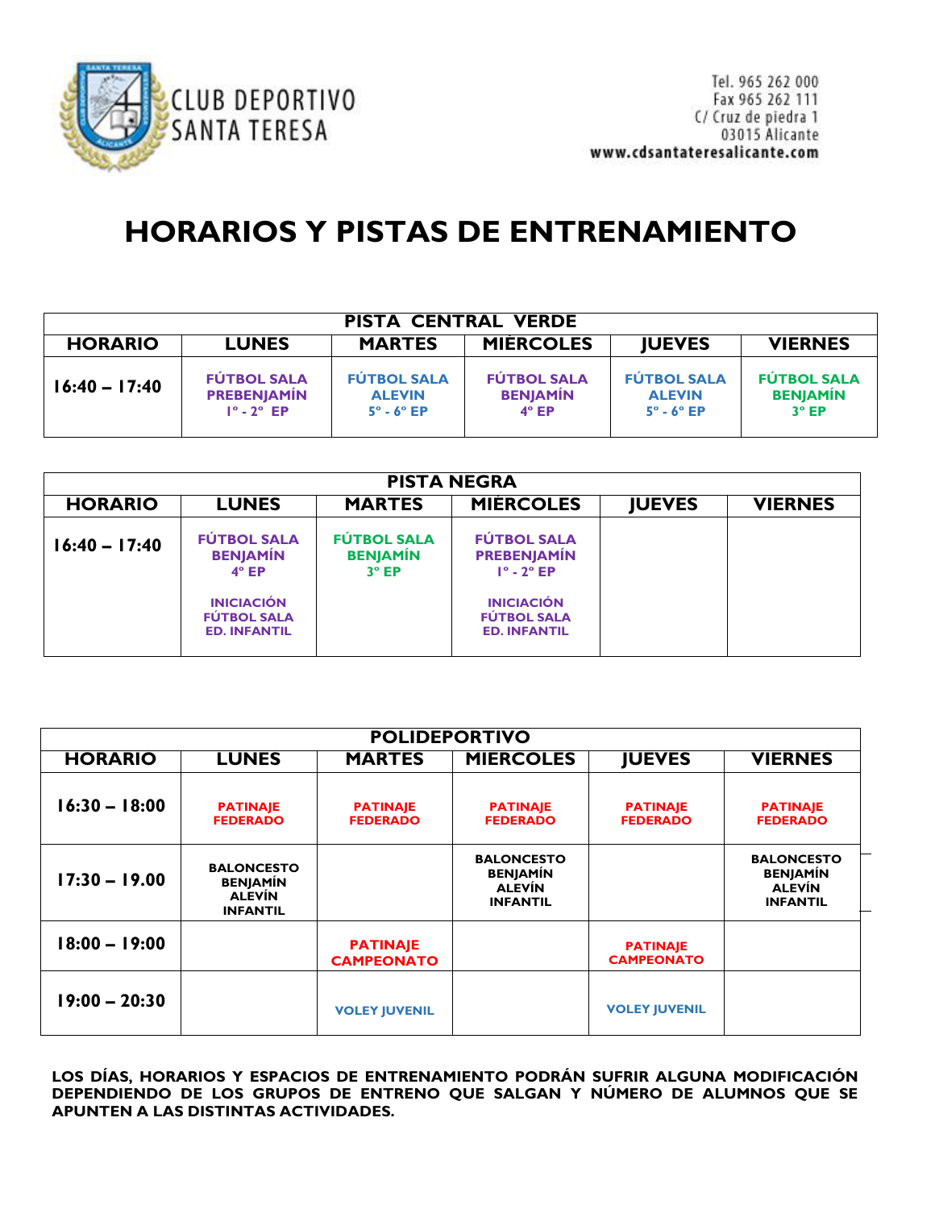CLUB DEPORTIVO SANTA TERESA

Tel. 965 262 000
Fax 965 262 111
C/ Cruz de piedra 1
03015 Alicante
www.cdsantateresalicante.com

# HORARIOS Y PISTAS DE ENTRENAMIENTO

| PISTA CENTRAL VERDE | | | | | |
|---|---|---|---|---|---|
| **HORARIO** | **LUNES** | **MARTES** | **MIÉRCOLES** | **JUEVES** | **VIERNES** |
| 16:40 – 17:40 | FÚTBOL SALA PREBENJAMÍN 1º - 2º EP | FÚTBOL SALA ALEVIN 5º - 6º EP | FÚTBOL SALA BENJAMÍN 4º EP | FÚTBOL SALA ALEVIN 5º - 6º EP | FÚTBOL SALA BENJAMÍN 3º EP |

| PISTA NEGRA | | | | | |
|---|---|---|---|---|---|
| **HORARIO** | **LUNES** | **MARTES** | **MIÉRCOLES** | **JUEVES** | **VIERNES** |
| 16:40 – 17:40 | FÚTBOL SALA BENJAMÍN 4º EP<br>INICIACIÓN FÚTBOL SALA ED. INFANTIL | FÚTBOL SALA BENJAMÍN 3º EP | FÚTBOL SALA PREBENJAMÍN 1º - 2º EP<br>INICIACIÓN FÚTBOL SALA ED. INFANTIL | | |

| POLIDEPORTIVO | | | | | |
|---|---|---|---|---|---|
| **HORARIO** | **LUNES** | **MARTES** | **MIERCOLES** | **JUEVES** | **VIERNES** |
| 16:30 – 18:00 | PATINAJE FEDERADO | PATINAJE FEDERADO | PATINAJE FEDERADO | PATINAJE FEDERADO | PATINAJE FEDERADO |
| 17:30 – 19.00 | BALONCESTO BENJAMÍN ALEVÍN INFANTIL | | BALONCESTO BENJAMÍN ALEVÍN INFANTIL | | BALONCESTO BENJAMÍN ALEVÍN INFANTIL |
| 18:00 – 19:00 | | PATINAJE CAMPEONATO | | PATINAJE CAMPEONATO | |
| 19:00 – 20:30 | | VOLEY JUVENIL | | VOLEY JUVENIL | |

**LOS DÍAS, HORARIOS Y ESPACIOS DE ENTRENAMIENTO PODRÁN SUFRIR ALGUNA MODIFICACIÓN DEPENDIENDO DE LOS GRUPOS DE ENTRENO QUE SALGAN Y NÚMERO DE ALUMNOS QUE SE APUNTEN A LAS DISTINTAS ACTIVIDADES.**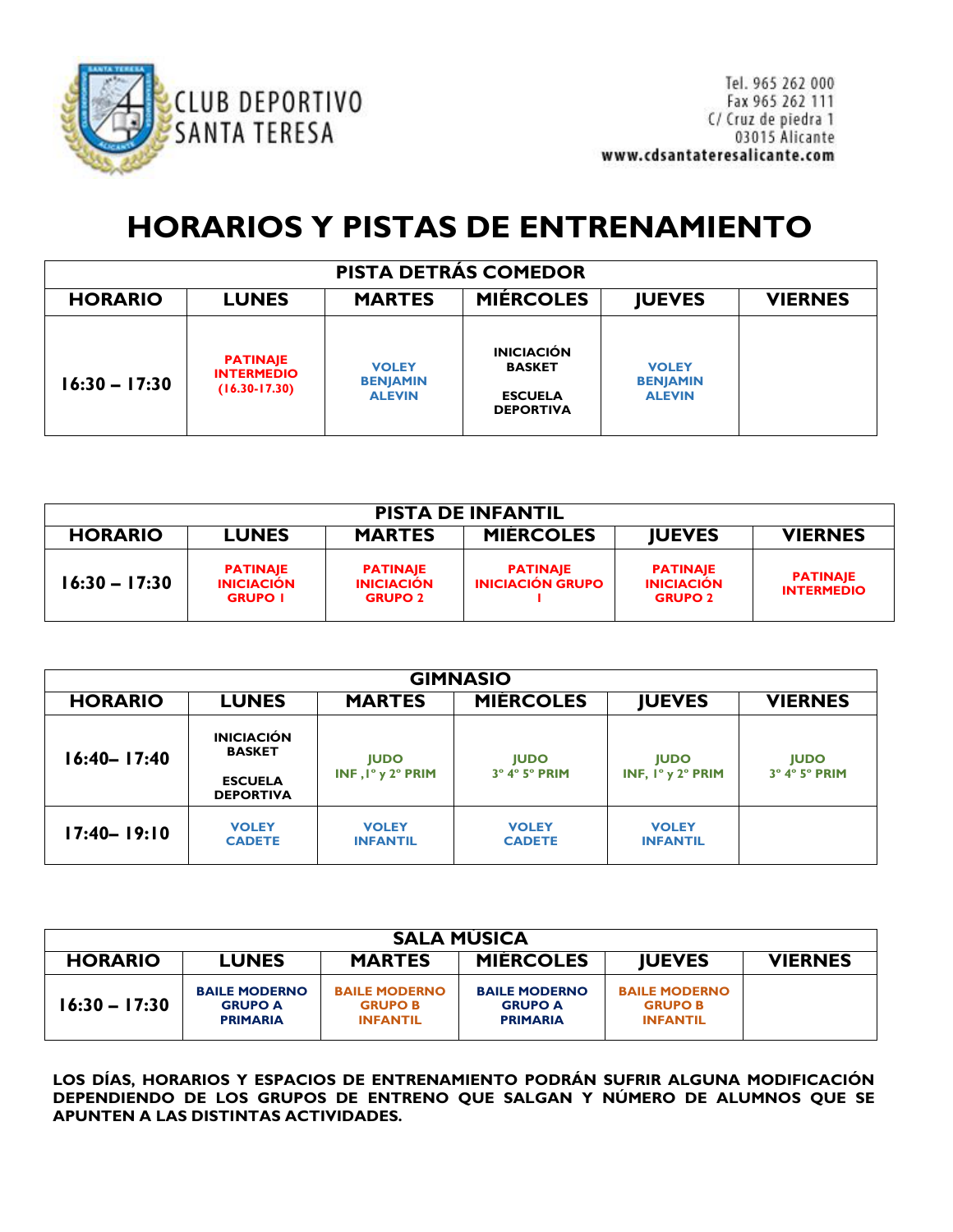CLUB DEPORTIVO SANTA TERESA

Tel. 965 262 000
Fax 965 262 111
C/ Cruz de piedra 1
03015 Alicante
www.cdsantateresalicante.com

# HORARIOS Y PISTAS DE ENTRENAMIENTO

| PISTA DETRÁS COMEDOR | | | | | |
|---|---|---|---|---|---|
| **HORARIO** | **LUNES** | **MARTES** | **MIÉRCOLES** | **JUEVES** | **VIERNES** |
| **16:30 – 17:30** | **PATINAJE INTERMEDIO (16.30-17.30)** | **VOLEY BENJAMIN ALEVIN** | **INICIACIÓN BASKET ESCUELA DEPORTIVA** | **VOLEY BENJAMIN ALEVIN** | |

| PISTA DE INFANTIL | | | | | |
|---|---|---|---|---|---|
| **HORARIO** | **LUNES** | **MARTES** | **MIÉRCOLES** | **JUEVES** | **VIERNES** |
| **16:30 – 17:30** | **PATINAJE INICIACIÓN GRUPO 1** | **PATINAJE INICIACIÓN GRUPO 2** | **PATINAJE INICIACIÓN GRUPO 1** | **PATINAJE INICIACIÓN GRUPO 2** | **PATINAJE INTERMEDIO** |

| GIMNASIO | | | | | |
|---|---|---|---|---|---|
| **HORARIO** | **LUNES** | **MARTES** | **MIÉRCOLES** | **JUEVES** | **VIERNES** |
| **16:40– 17:40** | **INICIACIÓN BASKET ESCUELA DEPORTIVA** | **JUDO INF ,1º y 2º PRIM** | **JUDO 3º 4º 5º PRIM** | **JUDO INF, 1º y 2º PRIM** | **JUDO 3º 4º 5º PRIM** |
| **17:40– 19:10** | **VOLEY CADETE** | **VOLEY INFANTIL** | **VOLEY CADETE** | **VOLEY INFANTIL** | |

| SALA MÚSICA | | | | | |
|---|---|---|---|---|---|
| **HORARIO** | **LUNES** | **MARTES** | **MIÉRCOLES** | **JUEVES** | **VIERNES** |
| **16:30 – 17:30** | **BAILE MODERNO GRUPO A PRIMARIA** | **BAILE MODERNO GRUPO B INFANTIL** | **BAILE MODERNO GRUPO A PRIMARIA** | **BAILE MODERNO GRUPO B INFANTIL** | |

**LOS DÍAS, HORARIOS Y ESPACIOS DE ENTRENAMIENTO PODRÁN SUFRIR ALGUNA MODIFICACIÓN DEPENDIENDO DE LOS GRUPOS DE ENTRENO QUE SALGAN Y NÚMERO DE ALUMNOS QUE SE APUNTEN A LAS DISTINTAS ACTIVIDADES.**